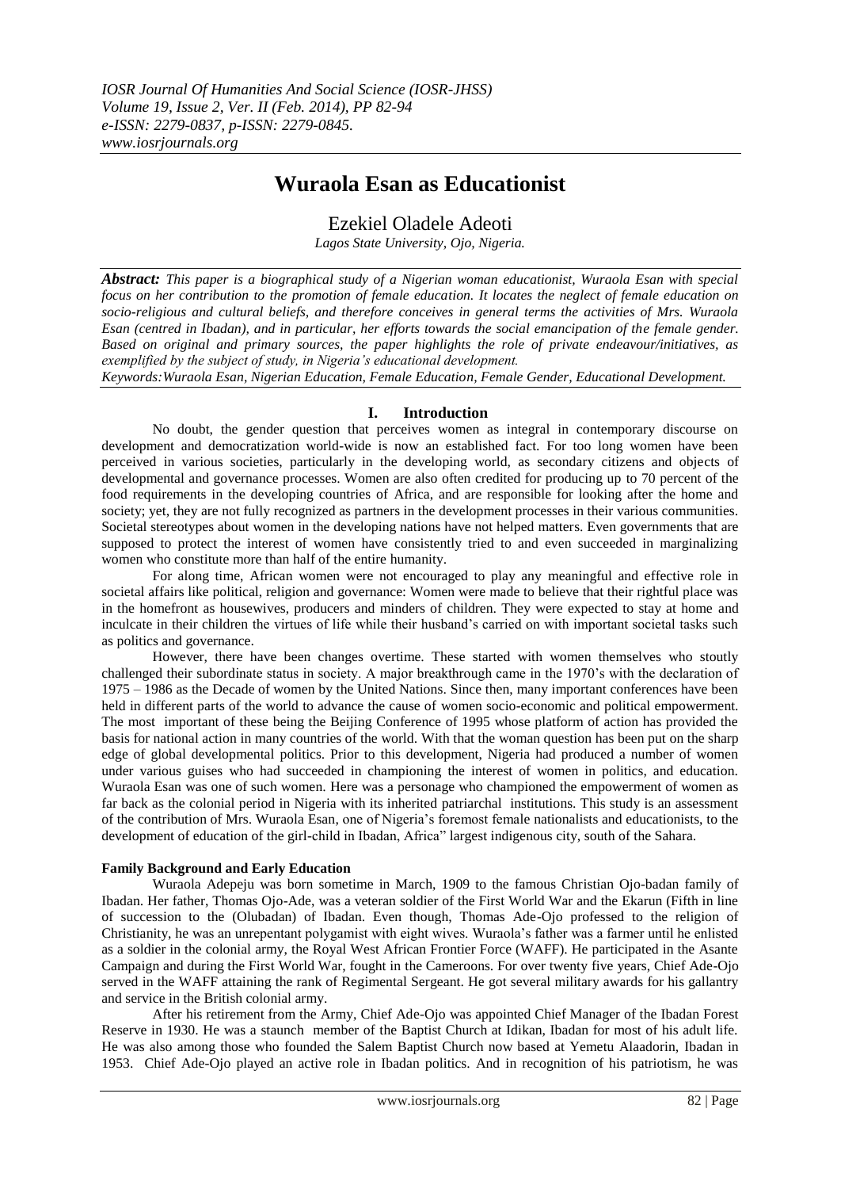# Wuraola Esan as Educationist

Ezekiel Oladele Adeoti

*Lagos State University, Ojo, Nigeria.*

***Abstract:*** *This paper is a biographical study of a Nigerian woman educationist, Wuraola Esan with special focus on her contribution to the promotion of female education. It locates the neglect of female education on socio-religious and cultural beliefs, and therefore conceives in general terms the activities of Mrs. Wuraola Esan (centred in Ibadan), and in particular, her efforts towards the social emancipation of the female gender. Based on original and primary sources, the paper highlights the role of private endeavour/initiatives, as exemplified by the subject of study, in Nigeria's educational development.*

*Keywords:Wuraola Esan, Nigerian Education, Female Education, Female Gender, Educational Development.*

## I. Introduction

No doubt, the gender question that perceives women as integral in contemporary discourse on development and democratization world-wide is now an established fact. For too long women have been perceived in various societies, particularly in the developing world, as secondary citizens and objects of developmental and governance processes. Women are also often credited for producing up to 70 percent of the food requirements in the developing countries of Africa, and are responsible for looking after the home and society; yet, they are not fully recognized as partners in the development processes in their various communities. Societal stereotypes about women in the developing nations have not helped matters. Even governments that are supposed to protect the interest of women have consistently tried to and even succeeded in marginalizing women who constitute more than half of the entire humanity.

For along time, African women were not encouraged to play any meaningful and effective role in societal affairs like political, religion and governance: Women were made to believe that their rightful place was in the homefront as housewives, producers and minders of children. They were expected to stay at home and inculcate in their children the virtues of life while their husband's carried on with important societal tasks such as politics and governance.

However, there have been changes overtime. These started with women themselves who stoutly challenged their subordinate status in society. A major breakthrough came in the 1970's with the declaration of 1975 – 1986 as the Decade of women by the United Nations. Since then, many important conferences have been held in different parts of the world to advance the cause of women socio-economic and political empowerment. The most important of these being the Beijing Conference of 1995 whose platform of action has provided the basis for national action in many countries of the world. With that the woman question has been put on the sharp edge of global developmental politics. Prior to this development, Nigeria had produced a number of women under various guises who had succeeded in championing the interest of women in politics, and education. Wuraola Esan was one of such women. Here was a personage who championed the empowerment of women as far back as the colonial period in Nigeria with its inherited patriarchal institutions. This study is an assessment of the contribution of Mrs. Wuraola Esan, one of Nigeria's foremost female nationalists and educationists, to the development of education of the girl-child in Ibadan, Africa" largest indigenous city, south of the Sahara.

### Family Background and Early Education

Wuraola Adepeju was born sometime in March, 1909 to the famous Christian Ojo-badan family of Ibadan. Her father, Thomas Ojo-Ade, was a veteran soldier of the First World War and the Ekarun (Fifth in line of succession to the (Olubadan) of Ibadan. Even though, Thomas Ade-Ojo professed to the religion of Christianity, he was an unrepentant polygamist with eight wives. Wuraola's father was a farmer until he enlisted as a soldier in the colonial army, the Royal West African Frontier Force (WAFF). He participated in the Asante Campaign and during the First World War, fought in the Cameroons. For over twenty five years, Chief Ade-Ojo served in the WAFF attaining the rank of Regimental Sergeant. He got several military awards for his gallantry and service in the British colonial army.

After his retirement from the Army, Chief Ade-Ojo was appointed Chief Manager of the Ibadan Forest Reserve in 1930. He was a staunch member of the Baptist Church at Idikan, Ibadan for most of his adult life. He was also among those who founded the Salem Baptist Church now based at Yemetu Alaadorin, Ibadan in 1953. Chief Ade-Ojo played an active role in Ibadan politics. And in recognition of his patriotism, he was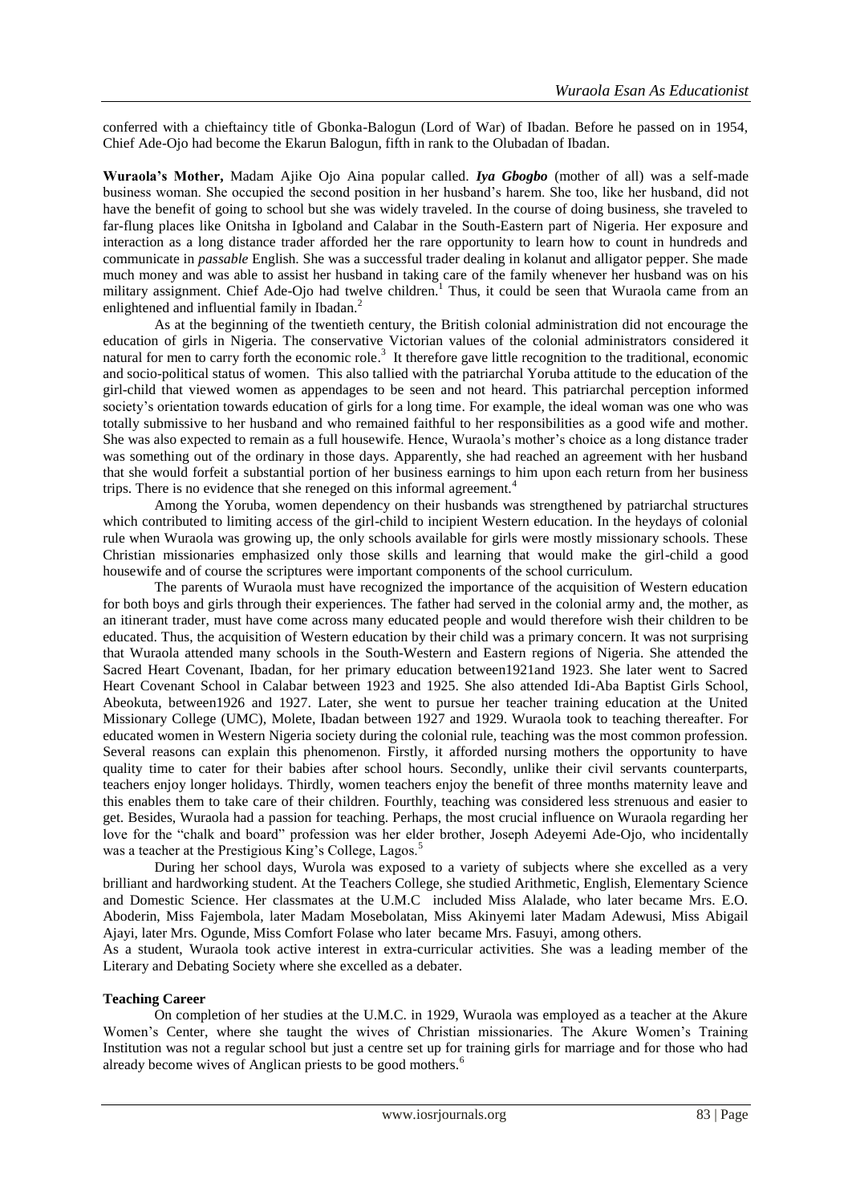conferred with a chieftaincy title of Gbonka-Balogun (Lord of War) of Ibadan. Before he passed on in 1954, Chief Ade-Ojo had become the Ekarun Balogun, fifth in rank to the Olubadan of Ibadan.

**Wuraola's Mother,** Madam Ajike Ojo Aina popular called. ***Iya Gbogbo*** (mother of all) was a self-made business woman. She occupied the second position in her husband's harem. She too, like her husband, did not have the benefit of going to school but she was widely traveled. In the course of doing business, she traveled to far-flung places like Onitsha in Igboland and Calabar in the South-Eastern part of Nigeria. Her exposure and interaction as a long distance trader afforded her the rare opportunity to learn how to count in hundreds and communicate in *passable* English. She was a successful trader dealing in kolanut and alligator pepper. She made much money and was able to assist her husband in taking care of the family whenever her husband was on his military assignment. Chief Ade-Ojo had twelve children.[1] Thus, it could be seen that Wuraola came from an enlightened and influential family in Ibadan.[2]

As at the beginning of the twentieth century, the British colonial administration did not encourage the education of girls in Nigeria. The conservative Victorian values of the colonial administrators considered it natural for men to carry forth the economic role.[3] It therefore gave little recognition to the traditional, economic and socio-political status of women. This also tallied with the patriarchal Yoruba attitude to the education of the girl-child that viewed women as appendages to be seen and not heard. This patriarchal perception informed society's orientation towards education of girls for a long time. For example, the ideal woman was one who was totally submissive to her husband and who remained faithful to her responsibilities as a good wife and mother. She was also expected to remain as a full housewife. Hence, Wuraola's mother's choice as a long distance trader was something out of the ordinary in those days. Apparently, she had reached an agreement with her husband that she would forfeit a substantial portion of her business earnings to him upon each return from her business trips. There is no evidence that she reneged on this informal agreement.[4]

Among the Yoruba, women dependency on their husbands was strengthened by patriarchal structures which contributed to limiting access of the girl-child to incipient Western education. In the heydays of colonial rule when Wuraola was growing up, the only schools available for girls were mostly missionary schools. These Christian missionaries emphasized only those skills and learning that would make the girl-child a good housewife and of course the scriptures were important components of the school curriculum.

The parents of Wuraola must have recognized the importance of the acquisition of Western education for both boys and girls through their experiences. The father had served in the colonial army and, the mother, as an itinerant trader, must have come across many educated people and would therefore wish their children to be educated. Thus, the acquisition of Western education by their child was a primary concern. It was not surprising that Wuraola attended many schools in the South-Western and Eastern regions of Nigeria. She attended the Sacred Heart Covenant, Ibadan, for her primary education between1921and 1923. She later went to Sacred Heart Covenant School in Calabar between 1923 and 1925. She also attended Idi-Aba Baptist Girls School, Abeokuta, between1926 and 1927. Later, she went to pursue her teacher training education at the United Missionary College (UMC), Molete, Ibadan between 1927 and 1929. Wuraola took to teaching thereafter. For educated women in Western Nigeria society during the colonial rule, teaching was the most common profession. Several reasons can explain this phenomenon. Firstly, it afforded nursing mothers the opportunity to have quality time to cater for their babies after school hours. Secondly, unlike their civil servants counterparts, teachers enjoy longer holidays. Thirdly, women teachers enjoy the benefit of three months maternity leave and this enables them to take care of their children. Fourthly, teaching was considered less strenuous and easier to get. Besides, Wuraola had a passion for teaching. Perhaps, the most crucial influence on Wuraola regarding her love for the "chalk and board" profession was her elder brother, Joseph Adeyemi Ade-Ojo, who incidentally was a teacher at the Prestigious King's College, Lagos.[5]

During her school days, Wurola was exposed to a variety of subjects where she excelled as a very brilliant and hardworking student. At the Teachers College, she studied Arithmetic, English, Elementary Science and Domestic Science. Her classmates at the U.M.C included Miss Alalade, who later became Mrs. E.O. Aboderin, Miss Fajembola, later Madam Mosebolatan, Miss Akinyemi later Madam Adewusi, Miss Abigail Ajayi, later Mrs. Ogunde, Miss Comfort Folase who later became Mrs. Fasuyi, among others.

As a student, Wuraola took active interest in extra-curricular activities. She was a leading member of the Literary and Debating Society where she excelled as a debater.

### Teaching Career

On completion of her studies at the U.M.C. in 1929, Wuraola was employed as a teacher at the Akure Women's Center, where she taught the wives of Christian missionaries. The Akure Women's Training Institution was not a regular school but just a centre set up for training girls for marriage and for those who had already become wives of Anglican priests to be good mothers.[6]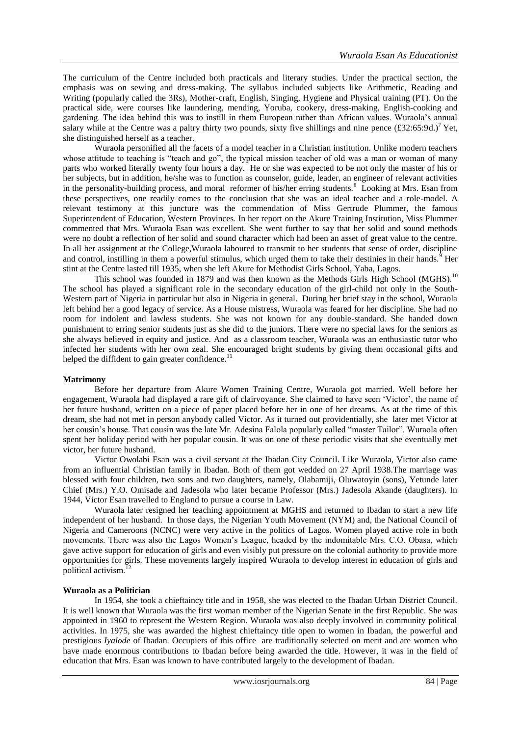The curriculum of the Centre included both practicals and literary studies. Under the practical section, the emphasis was on sewing and dress-making. The syllabus included subjects like Arithmetic, Reading and Writing (popularly called the 3Rs), Mother-craft, English, Singing, Hygiene and Physical training (PT). On the practical side, were courses like laundering, mending, Yoruba, cookery, dress-making, English-cooking and gardening. The idea behind this was to instill in them European rather than African values. Wuraola's annual salary while at the Centre was a paltry thirty two pounds, sixty five shillings and nine pence (£32:65:9d.)[7] Yet, she distinguished herself as a teacher.

Wuraola personified all the facets of a model teacher in a Christian institution. Unlike modern teachers whose attitude to teaching is "teach and go", the typical mission teacher of old was a man or woman of many parts who worked literally twenty four hours a day. He or she was expected to be not only the master of his or her subjects, but in addition, he/she was to function as counselor, guide, leader, an engineer of relevant activities in the personality-building process, and moral reformer of his/her erring students.[8] Looking at Mrs. Esan from these perspectives, one readily comes to the conclusion that she was an ideal teacher and a role-model. A relevant testimony at this juncture was the commendation of Miss Gertrude Plummer, the famous Superintendent of Education, Western Provinces. In her report on the Akure Training Institution, Miss Plummer commented that Mrs. Wuraola Esan was excellent. She went further to say that her solid and sound methods were no doubt a reflection of her solid and sound character which had been an asset of great value to the centre. In all her assignment at the College,Wuraola laboured to transmit to her students that sense of order, discipline and control, instilling in them a powerful stimulus, which urged them to take their destinies in their hands.[9] Her stint at the Centre lasted till 1935, when she left Akure for Methodist Girls School, Yaba, Lagos.

This school was founded in 1879 and was then known as the Methods Girls High School (MGHS).[10] The school has played a significant role in the secondary education of the girl-child not only in the South-Western part of Nigeria in particular but also in Nigeria in general. During her brief stay in the school, Wuraola left behind her a good legacy of service. As a House mistress, Wuraola was feared for her discipline. She had no room for indolent and lawless students. She was not known for any double-standard. She handed down punishment to erring senior students just as she did to the juniors. There were no special laws for the seniors as she always believed in equity and justice. And as a classroom teacher, Wuraola was an enthusiastic tutor who infected her students with her own zeal. She encouraged bright students by giving them occasional gifts and helped the diffident to gain greater confidence.[11]

**Matrimony**

Before her departure from Akure Women Training Centre, Wuraola got married. Well before her engagement, Wuraola had displayed a rare gift of clairvoyance. She claimed to have seen 'Victor', the name of her future husband, written on a piece of paper placed before her in one of her dreams. As at the time of this dream, she had not met in person anybody called Victor. As it turned out providentially, she later met Victor at her cousin's house. That cousin was the late Mr. Adesina Falola popularly called "master Tailor". Wuraola often spent her holiday period with her popular cousin. It was on one of these periodic visits that she eventually met victor, her future husband.

Victor Owolabi Esan was a civil servant at the Ibadan City Council. Like Wuraola, Victor also came from an influential Christian family in Ibadan. Both of them got wedded on 27 April 1938.The marriage was blessed with four children, two sons and two daughters, namely, Olabamiji, Oluwatoyin (sons), Yetunde later Chief (Mrs.) Y.O. Omisade and Jadesola who later became Professor (Mrs.) Jadesola Akande (daughters). In 1944, Victor Esan travelled to England to pursue a course in Law.

Wuraola later resigned her teaching appointment at MGHS and returned to Ibadan to start a new life independent of her husband. In those days, the Nigerian Youth Movement (NYM) and, the National Council of Nigeria and Cameroons (NCNC) were very active in the politics of Lagos. Women played active role in both movements. There was also the Lagos Women's League, headed by the indomitable Mrs. C.O. Obasa, which gave active support for education of girls and even visibly put pressure on the colonial authority to provide more opportunities for girls. These movements largely inspired Wuraola to develop interest in education of girls and political activism.[12]

**Wuraola as a Politician**

In 1954, she took a chieftaincy title and in 1958, she was elected to the Ibadan Urban District Council. It is well known that Wuraola was the first woman member of the Nigerian Senate in the first Republic. She was appointed in 1960 to represent the Western Region. Wuraola was also deeply involved in community political activities. In 1975, she was awarded the highest chieftaincy title open to women in Ibadan, the powerful and prestigious *Iyalode* of Ibadan. Occupiers of this office are traditionally selected on merit and are women who have made enormous contributions to Ibadan before being awarded the title. However, it was in the field of education that Mrs. Esan was known to have contributed largely to the development of Ibadan.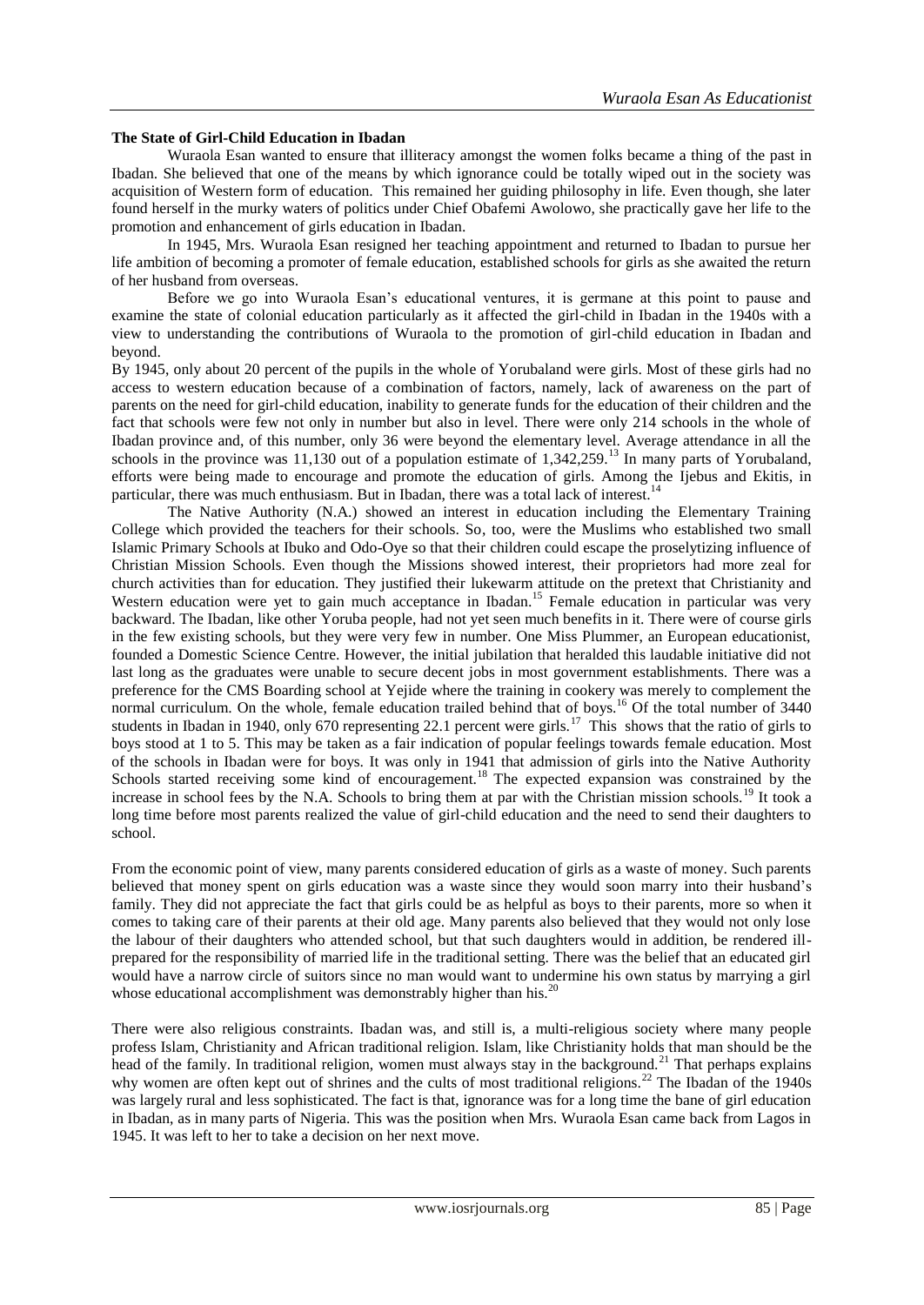**The State of Girl-Child Education in Ibadan**

Wuraola Esan wanted to ensure that illiteracy amongst the women folks became a thing of the past in Ibadan. She believed that one of the means by which ignorance could be totally wiped out in the society was acquisition of Western form of education. This remained her guiding philosophy in life. Even though, she later found herself in the murky waters of politics under Chief Obafemi Awolowo, she practically gave her life to the promotion and enhancement of girls education in Ibadan.

In 1945, Mrs. Wuraola Esan resigned her teaching appointment and returned to Ibadan to pursue her life ambition of becoming a promoter of female education, established schools for girls as she awaited the return of her husband from overseas.

Before we go into Wuraola Esan's educational ventures, it is germane at this point to pause and examine the state of colonial education particularly as it affected the girl-child in Ibadan in the 1940s with a view to understanding the contributions of Wuraola to the promotion of girl-child education in Ibadan and beyond.

By 1945, only about 20 percent of the pupils in the whole of Yorubaland were girls. Most of these girls had no access to western education because of a combination of factors, namely, lack of awareness on the part of parents on the need for girl-child education, inability to generate funds for the education of their children and the fact that schools were few not only in number but also in level. There were only 214 schools in the whole of Ibadan province and, of this number, only 36 were beyond the elementary level. Average attendance in all the schools in the province was 11,130 out of a population estimate of 1,342,259.[13] In many parts of Yorubaland, efforts were being made to encourage and promote the education of girls. Among the Ijebus and Ekitis, in particular, there was much enthusiasm. But in Ibadan, there was a total lack of interest.[14]

The Native Authority (N.A.) showed an interest in education including the Elementary Training College which provided the teachers for their schools. So, too, were the Muslims who established two small Islamic Primary Schools at Ibuko and Odo-Oye so that their children could escape the proselytizing influence of Christian Mission Schools. Even though the Missions showed interest, their proprietors had more zeal for church activities than for education. They justified their lukewarm attitude on the pretext that Christianity and Western education were yet to gain much acceptance in Ibadan.[15] Female education in particular was very backward. The Ibadan, like other Yoruba people, had not yet seen much benefits in it. There were of course girls in the few existing schools, but they were very few in number. One Miss Plummer, an European educationist, founded a Domestic Science Centre. However, the initial jubilation that heralded this laudable initiative did not last long as the graduates were unable to secure decent jobs in most government establishments. There was a preference for the CMS Boarding school at Yejide where the training in cookery was merely to complement the normal curriculum. On the whole, female education trailed behind that of boys.[16] Of the total number of 3440 students in Ibadan in 1940, only 670 representing 22.1 percent were girls.[17] This shows that the ratio of girls to boys stood at 1 to 5. This may be taken as a fair indication of popular feelings towards female education. Most of the schools in Ibadan were for boys. It was only in 1941 that admission of girls into the Native Authority Schools started receiving some kind of encouragement.[18] The expected expansion was constrained by the increase in school fees by the N.A. Schools to bring them at par with the Christian mission schools.[19] It took a long time before most parents realized the value of girl-child education and the need to send their daughters to school.

From the economic point of view, many parents considered education of girls as a waste of money. Such parents believed that money spent on girls education was a waste since they would soon marry into their husband's family. They did not appreciate the fact that girls could be as helpful as boys to their parents, more so when it comes to taking care of their parents at their old age. Many parents also believed that they would not only lose the labour of their daughters who attended school, but that such daughters would in addition, be rendered ill-prepared for the responsibility of married life in the traditional setting. There was the belief that an educated girl would have a narrow circle of suitors since no man would want to undermine his own status by marrying a girl whose educational accomplishment was demonstrably higher than his.[20]

There were also religious constraints. Ibadan was, and still is, a multi-religious society where many people profess Islam, Christianity and African traditional religion. Islam, like Christianity holds that man should be the head of the family. In traditional religion, women must always stay in the background.[21] That perhaps explains why women are often kept out of shrines and the cults of most traditional religions.[22] The Ibadan of the 1940s was largely rural and less sophisticated. The fact is that, ignorance was for a long time the bane of girl education in Ibadan, as in many parts of Nigeria. This was the position when Mrs. Wuraola Esan came back from Lagos in 1945. It was left to her to take a decision on her next move.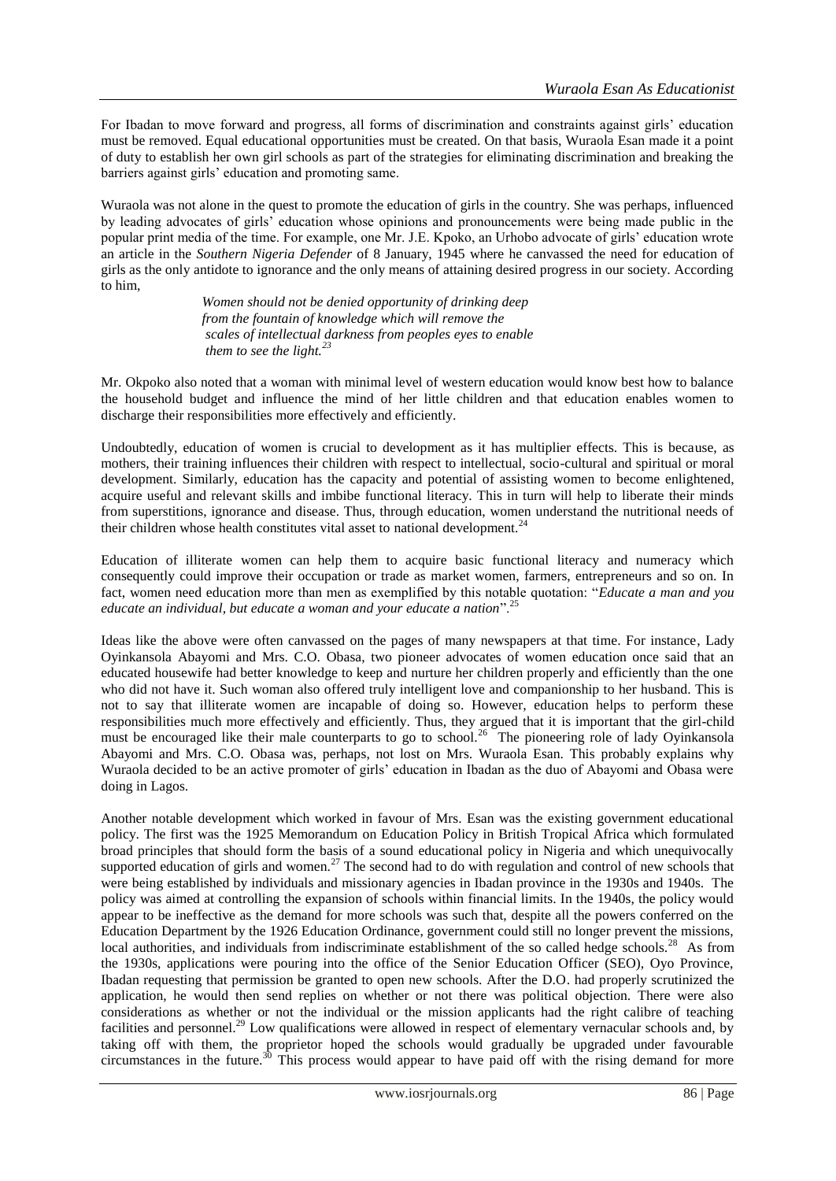For Ibadan to move forward and progress, all forms of discrimination and constraints against girls' education must be removed. Equal educational opportunities must be created. On that basis, Wuraola Esan made it a point of duty to establish her own girl schools as part of the strategies for eliminating discrimination and breaking the barriers against girls' education and promoting same.

Wuraola was not alone in the quest to promote the education of girls in the country. She was perhaps, influenced by leading advocates of girls' education whose opinions and pronouncements were being made public in the popular print media of the time. For example, one Mr. J.E. Kpoko, an Urhobo advocate of girls' education wrote an article in the *Southern Nigeria Defender* of 8 January, 1945 where he canvassed the need for education of girls as the only antidote to ignorance and the only means of attaining desired progress in our society. According to him,

> *Women should not be denied opportunity of drinking deep from the fountain of knowledge which will remove the scales of intellectual darkness from peoples eyes to enable them to see the light.*[23]

Mr. Okpoko also noted that a woman with minimal level of western education would know best how to balance the household budget and influence the mind of her little children and that education enables women to discharge their responsibilities more effectively and efficiently.

Undoubtedly, education of women is crucial to development as it has multiplier effects. This is because, as mothers, their training influences their children with respect to intellectual, socio-cultural and spiritual or moral development. Similarly, education has the capacity and potential of assisting women to become enlightened, acquire useful and relevant skills and imbibe functional literacy. This in turn will help to liberate their minds from superstitions, ignorance and disease. Thus, through education, women understand the nutritional needs of their children whose health constitutes vital asset to national development.[24]

Education of illiterate women can help them to acquire basic functional literacy and numeracy which consequently could improve their occupation or trade as market women, farmers, entrepreneurs and so on. In fact, women need education more than men as exemplified by this notable quotation: "*Educate a man and you educate an individual, but educate a woman and your educate a nation*".[25]

Ideas like the above were often canvassed on the pages of many newspapers at that time. For instance, Lady Oyinkansola Abayomi and Mrs. C.O. Obasa, two pioneer advocates of women education once said that an educated housewife had better knowledge to keep and nurture her children properly and efficiently than the one who did not have it. Such woman also offered truly intelligent love and companionship to her husband. This is not to say that illiterate women are incapable of doing so. However, education helps to perform these responsibilities much more effectively and efficiently. Thus, they argued that it is important that the girl-child must be encouraged like their male counterparts to go to school.[26] The pioneering role of lady Oyinkansola Abayomi and Mrs. C.O. Obasa was, perhaps, not lost on Mrs. Wuraola Esan. This probably explains why Wuraola decided to be an active promoter of girls' education in Ibadan as the duo of Abayomi and Obasa were doing in Lagos.

Another notable development which worked in favour of Mrs. Esan was the existing government educational policy. The first was the 1925 Memorandum on Education Policy in British Tropical Africa which formulated broad principles that should form the basis of a sound educational policy in Nigeria and which unequivocally supported education of girls and women.[27] The second had to do with regulation and control of new schools that were being established by individuals and missionary agencies in Ibadan province in the 1930s and 1940s. The policy was aimed at controlling the expansion of schools within financial limits. In the 1940s, the policy would appear to be ineffective as the demand for more schools was such that, despite all the powers conferred on the Education Department by the 1926 Education Ordinance, government could still no longer prevent the missions, local authorities, and individuals from indiscriminate establishment of the so called hedge schools.[28] As from the 1930s, applications were pouring into the office of the Senior Education Officer (SEO), Oyo Province, Ibadan requesting that permission be granted to open new schools. After the D.O. had properly scrutinized the application, he would then send replies on whether or not there was political objection. There were also considerations as whether or not the individual or the mission applicants had the right calibre of teaching facilities and personnel.[29] Low qualifications were allowed in respect of elementary vernacular schools and, by taking off with them, the proprietor hoped the schools would gradually be upgraded under favourable circumstances in the future.[30] This process would appear to have paid off with the rising demand for more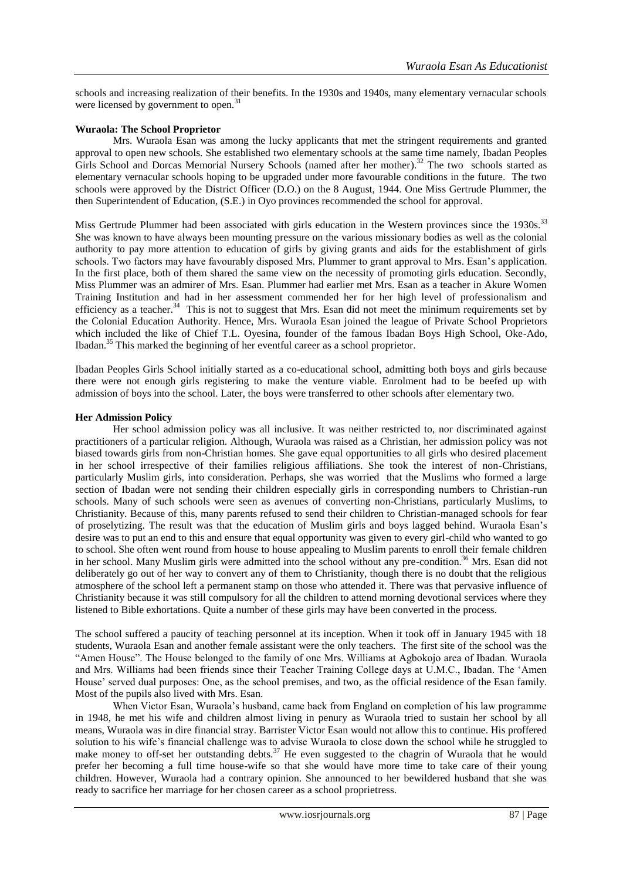schools and increasing realization of their benefits. In the 1930s and 1940s, many elementary vernacular schools were licensed by government to open.[31]

### Wuraola: The School Proprietor

Mrs. Wuraola Esan was among the lucky applicants that met the stringent requirements and granted approval to open new schools. She established two elementary schools at the same time namely, Ibadan Peoples Girls School and Dorcas Memorial Nursery Schools (named after her mother).[32] The two schools started as elementary vernacular schools hoping to be upgraded under more favourable conditions in the future. The two schools were approved by the District Officer (D.O.) on the 8 August, 1944. One Miss Gertrude Plummer, the then Superintendent of Education, (S.E.) in Oyo provinces recommended the school for approval.

Miss Gertrude Plummer had been associated with girls education in the Western provinces since the 1930s.[33] She was known to have always been mounting pressure on the various missionary bodies as well as the colonial authority to pay more attention to education of girls by giving grants and aids for the establishment of girls schools. Two factors may have favourably disposed Mrs. Plummer to grant approval to Mrs. Esan's application. In the first place, both of them shared the same view on the necessity of promoting girls education. Secondly, Miss Plummer was an admirer of Mrs. Esan. Plummer had earlier met Mrs. Esan as a teacher in Akure Women Training Institution and had in her assessment commended her for her high level of professionalism and efficiency as a teacher.[34] This is not to suggest that Mrs. Esan did not meet the minimum requirements set by the Colonial Education Authority. Hence, Mrs. Wuraola Esan joined the league of Private School Proprietors which included the like of Chief T.L. Oyesina, founder of the famous Ibadan Boys High School, Oke-Ado, Ibadan.[35] This marked the beginning of her eventful career as a school proprietor.

Ibadan Peoples Girls School initially started as a co-educational school, admitting both boys and girls because there were not enough girls registering to make the venture viable. Enrolment had to be beefed up with admission of boys into the school. Later, the boys were transferred to other schools after elementary two.

### Her Admission Policy

Her school admission policy was all inclusive. It was neither restricted to, nor discriminated against practitioners of a particular religion. Although, Wuraola was raised as a Christian, her admission policy was not biased towards girls from non-Christian homes. She gave equal opportunities to all girls who desired placement in her school irrespective of their families religious affiliations. She took the interest of non-Christians, particularly Muslim girls, into consideration. Perhaps, she was worried that the Muslims who formed a large section of Ibadan were not sending their children especially girls in corresponding numbers to Christian-run schools. Many of such schools were seen as avenues of converting non-Christians, particularly Muslims, to Christianity. Because of this, many parents refused to send their children to Christian-managed schools for fear of proselytizing. The result was that the education of Muslim girls and boys lagged behind. Wuraola Esan's desire was to put an end to this and ensure that equal opportunity was given to every girl-child who wanted to go to school. She often went round from house to house appealing to Muslim parents to enroll their female children in her school. Many Muslim girls were admitted into the school without any pre-condition.[36] Mrs. Esan did not deliberately go out of her way to convert any of them to Christianity, though there is no doubt that the religious atmosphere of the school left a permanent stamp on those who attended it. There was that pervasive influence of Christianity because it was still compulsory for all the children to attend morning devotional services where they listened to Bible exhortations. Quite a number of these girls may have been converted in the process.

The school suffered a paucity of teaching personnel at its inception. When it took off in January 1945 with 18 students, Wuraola Esan and another female assistant were the only teachers. The first site of the school was the "Amen House". The House belonged to the family of one Mrs. Williams at Agbokojo area of Ibadan. Wuraola and Mrs. Williams had been friends since their Teacher Training College days at U.M.C., Ibadan. The 'Amen House' served dual purposes: One, as the school premises, and two, as the official residence of the Esan family. Most of the pupils also lived with Mrs. Esan.

When Victor Esan, Wuraola's husband, came back from England on completion of his law programme in 1948, he met his wife and children almost living in penury as Wuraola tried to sustain her school by all means, Wuraola was in dire financial stray. Barrister Victor Esan would not allow this to continue. His proffered solution to his wife's financial challenge was to advise Wuraola to close down the school while he struggled to make money to off-set her outstanding debts.[37] He even suggested to the chagrin of Wuraola that he would prefer her becoming a full time house-wife so that she would have more time to take care of their young children. However, Wuraola had a contrary opinion. She announced to her bewildered husband that she was ready to sacrifice her marriage for her chosen career as a school proprietress.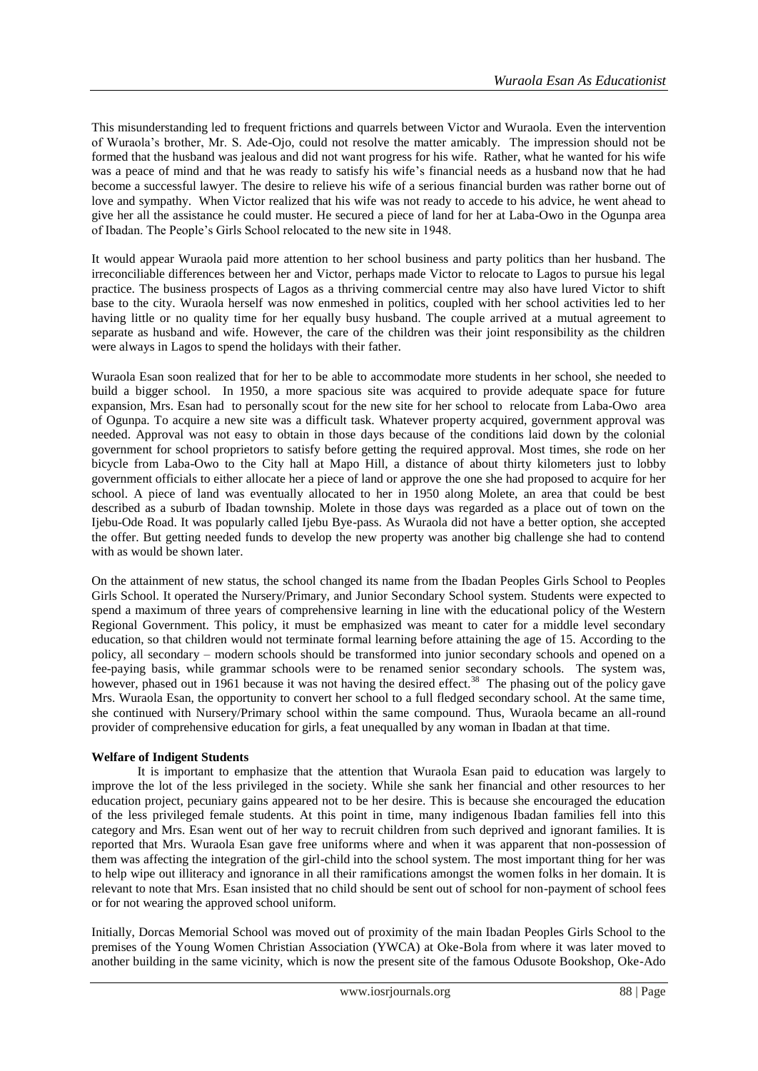This misunderstanding led to frequent frictions and quarrels between Victor and Wuraola. Even the intervention of Wuraola's brother, Mr. S. Ade-Ojo, could not resolve the matter amicably. The impression should not be formed that the husband was jealous and did not want progress for his wife. Rather, what he wanted for his wife was a peace of mind and that he was ready to satisfy his wife's financial needs as a husband now that he had become a successful lawyer. The desire to relieve his wife of a serious financial burden was rather borne out of love and sympathy. When Victor realized that his wife was not ready to accede to his advice, he went ahead to give her all the assistance he could muster. He secured a piece of land for her at Laba-Owo in the Ogunpa area of Ibadan. The People's Girls School relocated to the new site in 1948.

It would appear Wuraola paid more attention to her school business and party politics than her husband. The irreconcilable differences between her and Victor, perhaps made Victor to relocate to Lagos to pursue his legal practice. The business prospects of Lagos as a thriving commercial centre may also have lured Victor to shift base to the city. Wuraola herself was now enmeshed in politics, coupled with her school activities led to her having little or no quality time for her equally busy husband. The couple arrived at a mutual agreement to separate as husband and wife. However, the care of the children was their joint responsibility as the children were always in Lagos to spend the holidays with their father.

Wuraola Esan soon realized that for her to be able to accommodate more students in her school, she needed to build a bigger school. In 1950, a more spacious site was acquired to provide adequate space for future expansion, Mrs. Esan had to personally scout for the new site for her school to relocate from Laba-Owo area of Ogunpa. To acquire a new site was a difficult task. Whatever property acquired, government approval was needed. Approval was not easy to obtain in those days because of the conditions laid down by the colonial government for school proprietors to satisfy before getting the required approval. Most times, she rode on her bicycle from Laba-Owo to the City hall at Mapo Hill, a distance of about thirty kilometers just to lobby government officials to either allocate her a piece of land or approve the one she had proposed to acquire for her school. A piece of land was eventually allocated to her in 1950 along Molete, an area that could be best described as a suburb of Ibadan township. Molete in those days was regarded as a place out of town on the Ijebu-Ode Road. It was popularly called Ijebu Bye-pass. As Wuraola did not have a better option, she accepted the offer. But getting needed funds to develop the new property was another big challenge she had to contend with as would be shown later.

On the attainment of new status, the school changed its name from the Ibadan Peoples Girls School to Peoples Girls School. It operated the Nursery/Primary, and Junior Secondary School system. Students were expected to spend a maximum of three years of comprehensive learning in line with the educational policy of the Western Regional Government. This policy, it must be emphasized was meant to cater for a middle level secondary education, so that children would not terminate formal learning before attaining the age of 15. According to the policy, all secondary – modern schools should be transformed into junior secondary schools and opened on a fee-paying basis, while grammar schools were to be renamed senior secondary schools. The system was, however, phased out in 1961 because it was not having the desired effect.[38] The phasing out of the policy gave Mrs. Wuraola Esan, the opportunity to convert her school to a full fledged secondary school. At the same time, she continued with Nursery/Primary school within the same compound. Thus, Wuraola became an all-round provider of comprehensive education for girls, a feat unequalled by any woman in Ibadan at that time.

**Welfare of Indigent Students**

It is important to emphasize that the attention that Wuraola Esan paid to education was largely to improve the lot of the less privileged in the society. While she sank her financial and other resources to her education project, pecuniary gains appeared not to be her desire. This is because she encouraged the education of the less privileged female students. At this point in time, many indigenous Ibadan families fell into this category and Mrs. Esan went out of her way to recruit children from such deprived and ignorant families. It is reported that Mrs. Wuraola Esan gave free uniforms where and when it was apparent that non-possession of them was affecting the integration of the girl-child into the school system. The most important thing for her was to help wipe out illiteracy and ignorance in all their ramifications amongst the women folks in her domain. It is relevant to note that Mrs. Esan insisted that no child should be sent out of school for non-payment of school fees or for not wearing the approved school uniform.

Initially, Dorcas Memorial School was moved out of proximity of the main Ibadan Peoples Girls School to the premises of the Young Women Christian Association (YWCA) at Oke-Bola from where it was later moved to another building in the same vicinity, which is now the present site of the famous Odusote Bookshop, Oke-Ado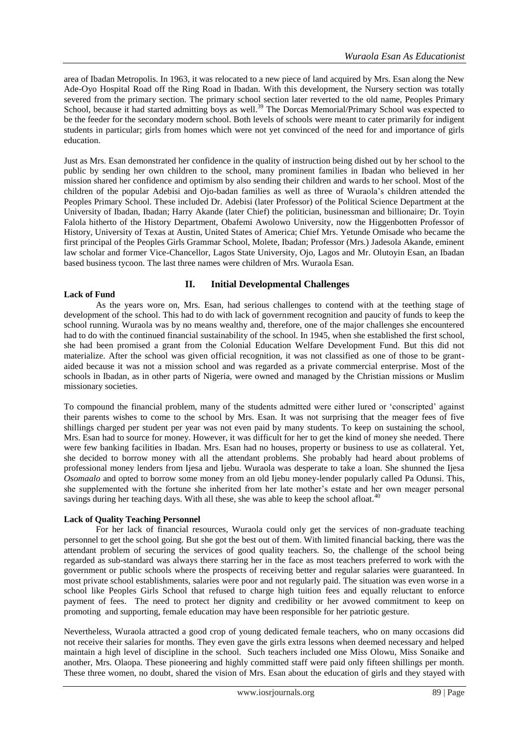area of Ibadan Metropolis. In 1963, it was relocated to a new piece of land acquired by Mrs. Esan along the New Ade-Oyo Hospital Road off the Ring Road in Ibadan. With this development, the Nursery section was totally severed from the primary section. The primary school section later reverted to the old name, Peoples Primary School, because it had started admitting boys as well.[39] The Dorcas Memorial/Primary School was expected to be the feeder for the secondary modern school. Both levels of schools were meant to cater primarily for indigent students in particular; girls from homes which were not yet convinced of the need for and importance of girls education.

Just as Mrs. Esan demonstrated her confidence in the quality of instruction being dished out by her school to the public by sending her own children to the school, many prominent families in Ibadan who believed in her mission shared her confidence and optimism by also sending their children and wards to her school. Most of the children of the popular Adebisi and Ojo-badan families as well as three of Wuraola's children attended the Peoples Primary School. These included Dr. Adebisi (later Professor) of the Political Science Department at the University of Ibadan, Ibadan; Harry Akande (later Chief) the politician, businessman and billionaire; Dr. Toyin Falola hitherto of the History Department, Obafemi Awolowo University, now the Higgenbotten Professor of History, University of Texas at Austin, United States of America; Chief Mrs. Yetunde Omisade who became the first principal of the Peoples Girls Grammar School, Molete, Ibadan; Professor (Mrs.) Jadesola Akande, eminent law scholar and former Vice-Chancellor, Lagos State University, Ojo, Lagos and Mr. Olutoyin Esan, an Ibadan based business tycoon. The last three names were children of Mrs. Wuraola Esan.

## II. Initial Developmental Challenges

**Lack of Fund**

As the years wore on, Mrs. Esan, had serious challenges to contend with at the teething stage of development of the school. This had to do with lack of government recognition and paucity of funds to keep the school running. Wuraola was by no means wealthy and, therefore, one of the major challenges she encountered had to do with the continued financial sustainability of the school. In 1945, when she established the first school, she had been promised a grant from the Colonial Education Welfare Development Fund. But this did not materialize. After the school was given official recognition, it was not classified as one of those to be grant-aided because it was not a mission school and was regarded as a private commercial enterprise. Most of the schools in Ibadan, as in other parts of Nigeria, were owned and managed by the Christian missions or Muslim missionary societies.

To compound the financial problem, many of the students admitted were either lured or 'conscripted' against their parents wishes to come to the school by Mrs. Esan. It was not surprising that the meager fees of five shillings charged per student per year was not even paid by many students. To keep on sustaining the school, Mrs. Esan had to source for money. However, it was difficult for her to get the kind of money she needed. There were few banking facilities in Ibadan. Mrs. Esan had no houses, property or business to use as collateral. Yet, she decided to borrow money with all the attendant problems. She probably had heard about problems of professional money lenders from Ijesa and Ijebu. Wuraola was desperate to take a loan. She shunned the Ijesa *Osomaalo* and opted to borrow some money from an old Ijebu money-lender popularly called Pa Odunsi. This, she supplemented with the fortune she inherited from her late mother's estate and her own meager personal savings during her teaching days. With all these, she was able to keep the school afloat.[40]

**Lack of Quality Teaching Personnel**

For her lack of financial resources, Wuraola could only get the services of non-graduate teaching personnel to get the school going. But she got the best out of them. With limited financial backing, there was the attendant problem of securing the services of good quality teachers. So, the challenge of the school being regarded as sub-standard was always there starring her in the face as most teachers preferred to work with the government or public schools where the prospects of receiving better and regular salaries were guaranteed. In most private school establishments, salaries were poor and not regularly paid. The situation was even worse in a school like Peoples Girls School that refused to charge high tuition fees and equally reluctant to enforce payment of fees. The need to protect her dignity and credibility or her avowed commitment to keep on promoting and supporting, female education may have been responsible for her patriotic gesture.

Nevertheless, Wuraola attracted a good crop of young dedicated female teachers, who on many occasions did not receive their salaries for months. They even gave the girls extra lessons when deemed necessary and helped maintain a high level of discipline in the school. Such teachers included one Miss Olowu, Miss Sonaike and another, Mrs. Olaopa. These pioneering and highly committed staff were paid only fifteen shillings per month. These three women, no doubt, shared the vision of Mrs. Esan about the education of girls and they stayed with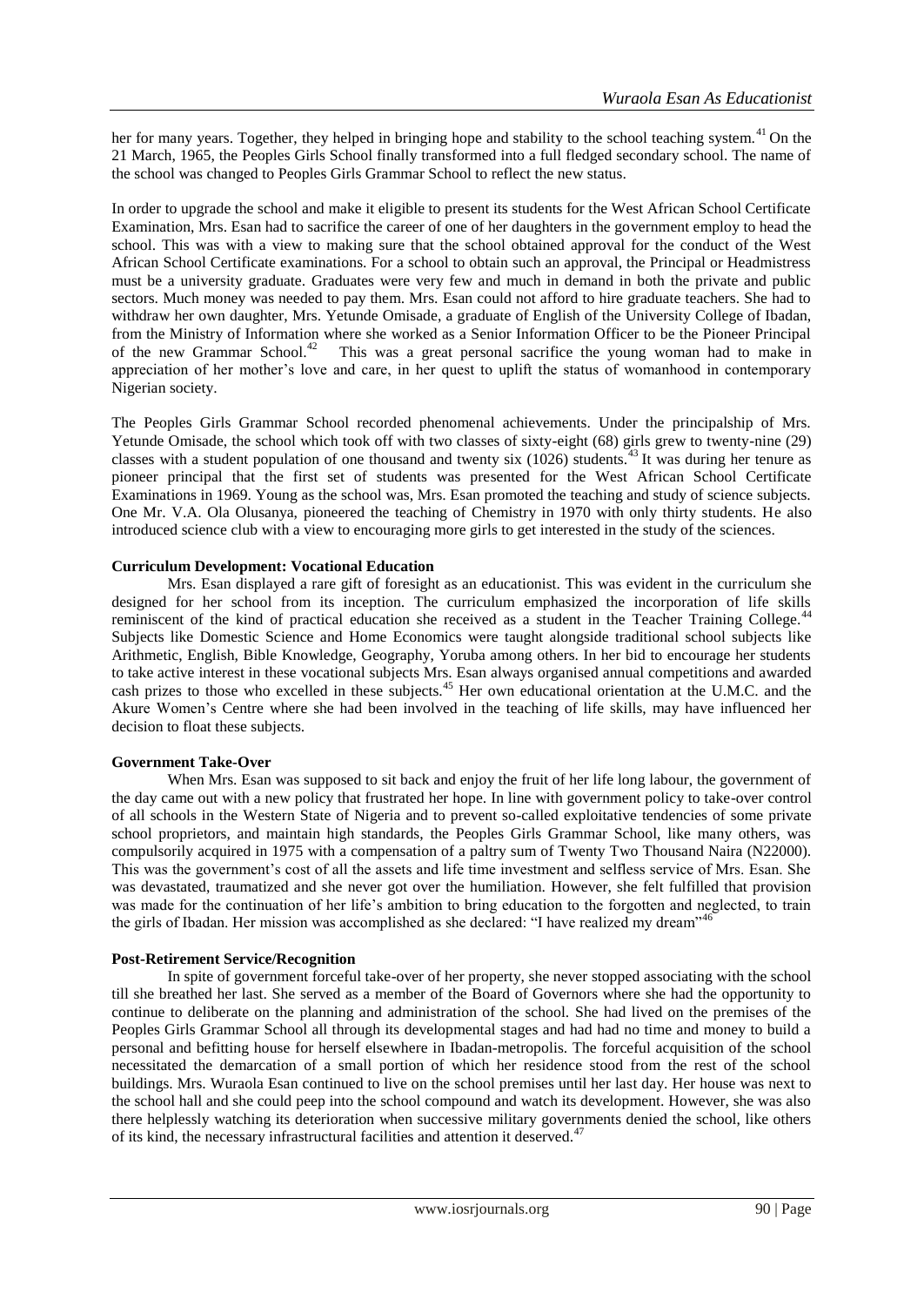her for many years. Together, they helped in bringing hope and stability to the school teaching system.[41] On the 21 March, 1965, the Peoples Girls School finally transformed into a full fledged secondary school. The name of the school was changed to Peoples Girls Grammar School to reflect the new status.

In order to upgrade the school and make it eligible to present its students for the West African School Certificate Examination, Mrs. Esan had to sacrifice the career of one of her daughters in the government employ to head the school. This was with a view to making sure that the school obtained approval for the conduct of the West African School Certificate examinations. For a school to obtain such an approval, the Principal or Headmistress must be a university graduate. Graduates were very few and much in demand in both the private and public sectors. Much money was needed to pay them. Mrs. Esan could not afford to hire graduate teachers. She had to withdraw her own daughter, Mrs. Yetunde Omisade, a graduate of English of the University College of Ibadan, from the Ministry of Information where she worked as a Senior Information Officer to be the Pioneer Principal of the new Grammar School.[42] This was a great personal sacrifice the young woman had to make in appreciation of her mother's love and care, in her quest to uplift the status of womanhood in contemporary Nigerian society.

The Peoples Girls Grammar School recorded phenomenal achievements. Under the principalship of Mrs. Yetunde Omisade, the school which took off with two classes of sixty-eight (68) girls grew to twenty-nine (29) classes with a student population of one thousand and twenty six (1026) students.[43] It was during her tenure as pioneer principal that the first set of students was presented for the West African School Certificate Examinations in 1969. Young as the school was, Mrs. Esan promoted the teaching and study of science subjects. One Mr. V.A. Ola Olusanya, pioneered the teaching of Chemistry in 1970 with only thirty students. He also introduced science club with a view to encouraging more girls to get interested in the study of the sciences.

**Curriculum Development: Vocational Education**

Mrs. Esan displayed a rare gift of foresight as an educationist. This was evident in the curriculum she designed for her school from its inception. The curriculum emphasized the incorporation of life skills reminiscent of the kind of practical education she received as a student in the Teacher Training College.[44] Subjects like Domestic Science and Home Economics were taught alongside traditional school subjects like Arithmetic, English, Bible Knowledge, Geography, Yoruba among others. In her bid to encourage her students to take active interest in these vocational subjects Mrs. Esan always organised annual competitions and awarded cash prizes to those who excelled in these subjects.[45] Her own educational orientation at the U.M.C. and the Akure Women's Centre where she had been involved in the teaching of life skills, may have influenced her decision to float these subjects.

**Government Take-Over**

When Mrs. Esan was supposed to sit back and enjoy the fruit of her life long labour, the government of the day came out with a new policy that frustrated her hope. In line with government policy to take-over control of all schools in the Western State of Nigeria and to prevent so-called exploitative tendencies of some private school proprietors, and maintain high standards, the Peoples Girls Grammar School, like many others, was compulsorily acquired in 1975 with a compensation of a paltry sum of Twenty Two Thousand Naira (N22000). This was the government's cost of all the assets and life time investment and selfless service of Mrs. Esan. She was devastated, traumatized and she never got over the humiliation. However, she felt fulfilled that provision was made for the continuation of her life's ambition to bring education to the forgotten and neglected, to train the girls of Ibadan. Her mission was accomplished as she declared: "I have realized my dream"[46]

**Post-Retirement Service/Recognition**

In spite of government forceful take-over of her property, she never stopped associating with the school till she breathed her last. She served as a member of the Board of Governors where she had the opportunity to continue to deliberate on the planning and administration of the school. She had lived on the premises of the Peoples Girls Grammar School all through its developmental stages and had had no time and money to build a personal and befitting house for herself elsewhere in Ibadan-metropolis. The forceful acquisition of the school necessitated the demarcation of a small portion of which her residence stood from the rest of the school buildings. Mrs. Wuraola Esan continued to live on the school premises until her last day. Her house was next to the school hall and she could peep into the school compound and watch its development. However, she was also there helplessly watching its deterioration when successive military governments denied the school, like others of its kind, the necessary infrastructural facilities and attention it deserved.[47]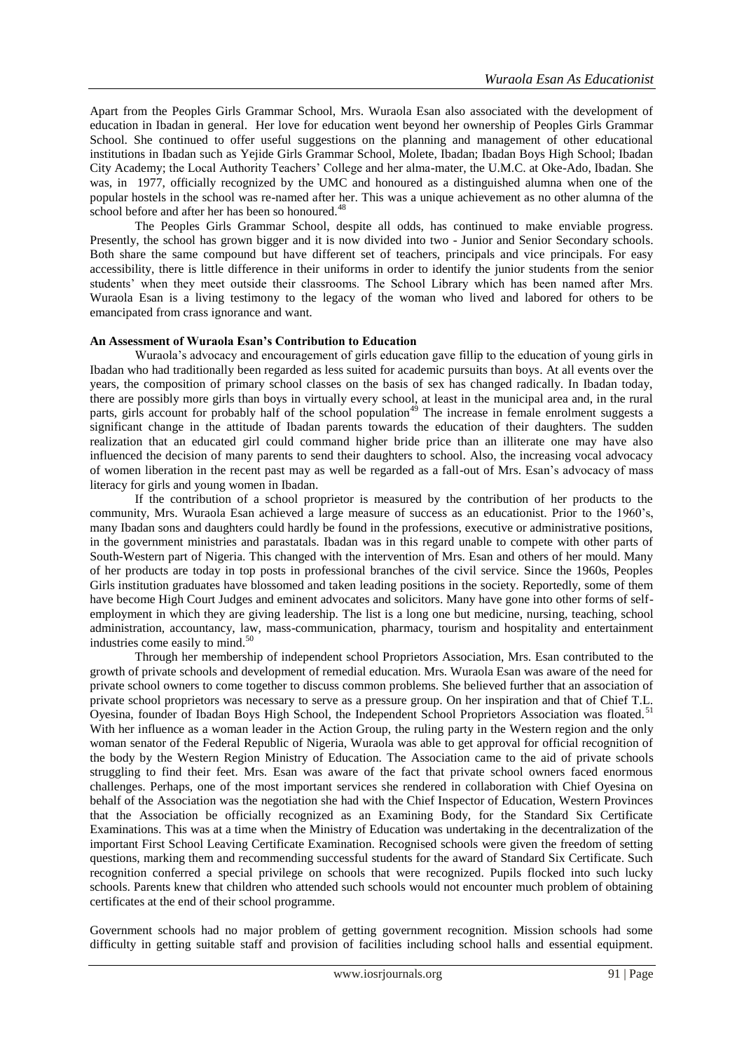Apart from the Peoples Girls Grammar School, Mrs. Wuraola Esan also associated with the development of education in Ibadan in general. Her love for education went beyond her ownership of Peoples Girls Grammar School. She continued to offer useful suggestions on the planning and management of other educational institutions in Ibadan such as Yejide Girls Grammar School, Molete, Ibadan; Ibadan Boys High School; Ibadan City Academy; the Local Authority Teachers' College and her alma-mater, the U.M.C. at Oke-Ado, Ibadan. She was, in 1977, officially recognized by the UMC and honoured as a distinguished alumna when one of the popular hostels in the school was re-named after her. This was a unique achievement as no other alumna of the school before and after her has been so honoured.[48]

The Peoples Girls Grammar School, despite all odds, has continued to make enviable progress. Presently, the school has grown bigger and it is now divided into two - Junior and Senior Secondary schools. Both share the same compound but have different set of teachers, principals and vice principals. For easy accessibility, there is little difference in their uniforms in order to identify the junior students from the senior students' when they meet outside their classrooms. The School Library which has been named after Mrs. Wuraola Esan is a living testimony to the legacy of the woman who lived and labored for others to be emancipated from crass ignorance and want.

**An Assessment of Wuraola Esan's Contribution to Education**

Wuraola's advocacy and encouragement of girls education gave fillip to the education of young girls in Ibadan who had traditionally been regarded as less suited for academic pursuits than boys. At all events over the years, the composition of primary school classes on the basis of sex has changed radically. In Ibadan today, there are possibly more girls than boys in virtually every school, at least in the municipal area and, in the rural parts, girls account for probably half of the school population[49] The increase in female enrolment suggests a significant change in the attitude of Ibadan parents towards the education of their daughters. The sudden realization that an educated girl could command higher bride price than an illiterate one may have also influenced the decision of many parents to send their daughters to school. Also, the increasing vocal advocacy of women liberation in the recent past may as well be regarded as a fall-out of Mrs. Esan's advocacy of mass literacy for girls and young women in Ibadan.

If the contribution of a school proprietor is measured by the contribution of her products to the community, Mrs. Wuraola Esan achieved a large measure of success as an educationist. Prior to the 1960's, many Ibadan sons and daughters could hardly be found in the professions, executive or administrative positions, in the government ministries and parastatals. Ibadan was in this regard unable to compete with other parts of South-Western part of Nigeria. This changed with the intervention of Mrs. Esan and others of her mould. Many of her products are today in top posts in professional branches of the civil service. Since the 1960s, Peoples Girls institution graduates have blossomed and taken leading positions in the society. Reportedly, some of them have become High Court Judges and eminent advocates and solicitors. Many have gone into other forms of self-employment in which they are giving leadership. The list is a long one but medicine, nursing, teaching, school administration, accountancy, law, mass-communication, pharmacy, tourism and hospitality and entertainment industries come easily to mind.[50]

Through her membership of independent school Proprietors Association, Mrs. Esan contributed to the growth of private schools and development of remedial education. Mrs. Wuraola Esan was aware of the need for private school owners to come together to discuss common problems. She believed further that an association of private school proprietors was necessary to serve as a pressure group. On her inspiration and that of Chief T.L. Oyesina, founder of Ibadan Boys High School, the Independent School Proprietors Association was floated.[51] With her influence as a woman leader in the Action Group, the ruling party in the Western region and the only woman senator of the Federal Republic of Nigeria, Wuraola was able to get approval for official recognition of the body by the Western Region Ministry of Education. The Association came to the aid of private schools struggling to find their feet. Mrs. Esan was aware of the fact that private school owners faced enormous challenges. Perhaps, one of the most important services she rendered in collaboration with Chief Oyesina on behalf of the Association was the negotiation she had with the Chief Inspector of Education, Western Provinces that the Association be officially recognized as an Examining Body, for the Standard Six Certificate Examinations. This was at a time when the Ministry of Education was undertaking in the decentralization of the important First School Leaving Certificate Examination. Recognised schools were given the freedom of setting questions, marking them and recommending successful students for the award of Standard Six Certificate. Such recognition conferred a special privilege on schools that were recognized. Pupils flocked into such lucky schools. Parents knew that children who attended such schools would not encounter much problem of obtaining certificates at the end of their school programme.

Government schools had no major problem of getting government recognition. Mission schools had some difficulty in getting suitable staff and provision of facilities including school halls and essential equipment.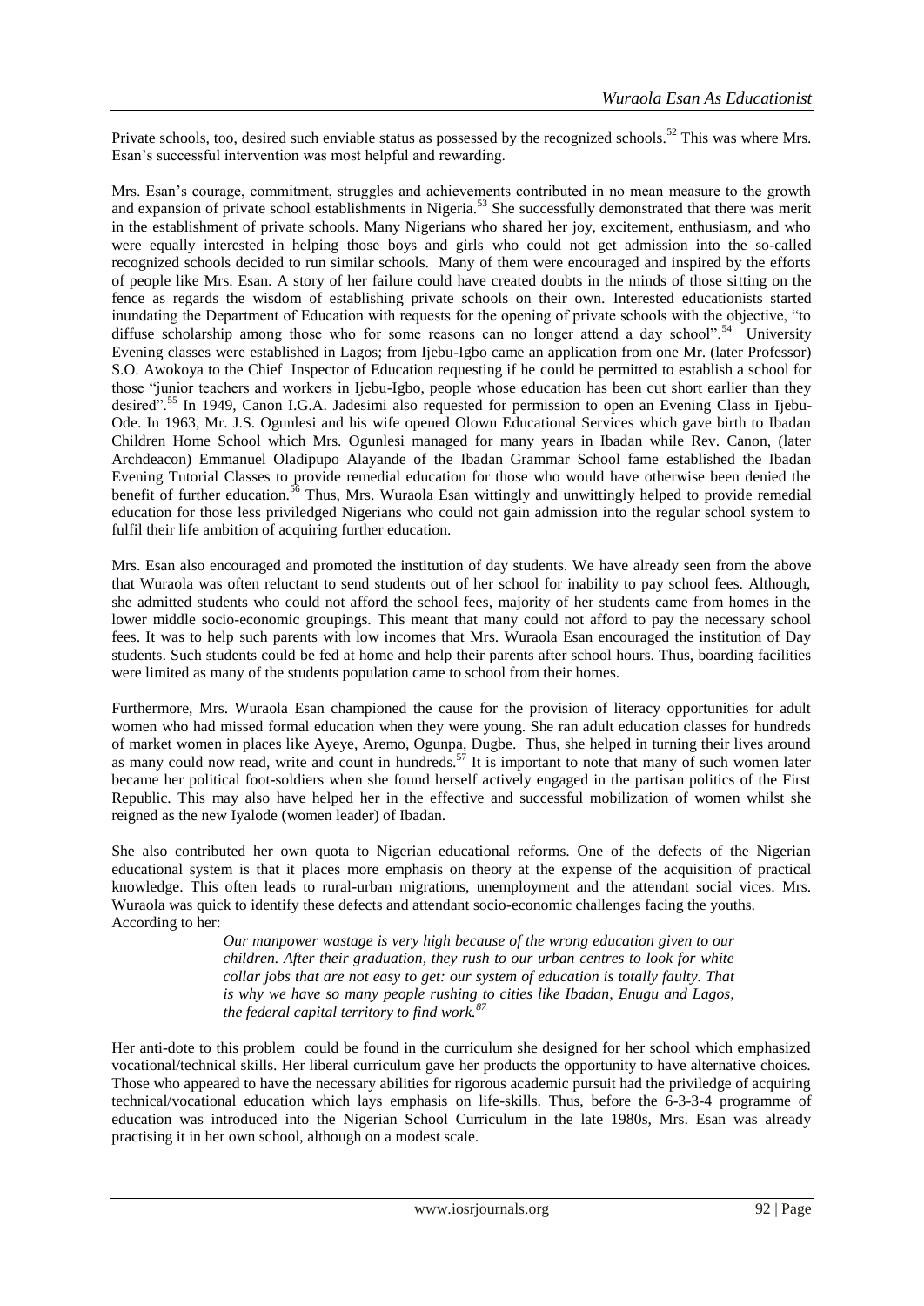Private schools, too, desired such enviable status as possessed by the recognized schools.[52] This was where Mrs. Esan's successful intervention was most helpful and rewarding.

Mrs. Esan's courage, commitment, struggles and achievements contributed in no mean measure to the growth and expansion of private school establishments in Nigeria.[53] She successfully demonstrated that there was merit in the establishment of private schools. Many Nigerians who shared her joy, excitement, enthusiasm, and who were equally interested in helping those boys and girls who could not get admission into the so-called recognized schools decided to run similar schools. Many of them were encouraged and inspired by the efforts of people like Mrs. Esan. A story of her failure could have created doubts in the minds of those sitting on the fence as regards the wisdom of establishing private schools on their own. Interested educationists started inundating the Department of Education with requests for the opening of private schools with the objective, "to diffuse scholarship among those who for some reasons can no longer attend a day school".[54] University Evening classes were established in Lagos; from Ijebu-Igbo came an application from one Mr. (later Professor) S.O. Awokoya to the Chief Inspector of Education requesting if he could be permitted to establish a school for those "junior teachers and workers in Ijebu-Igbo, people whose education has been cut short earlier than they desired".[55] In 1949, Canon I.G.A. Jadesimi also requested for permission to open an Evening Class in Ijebu-Ode. In 1963, Mr. J.S. Ogunlesi and his wife opened Olowu Educational Services which gave birth to Ibadan Children Home School which Mrs. Ogunlesi managed for many years in Ibadan while Rev. Canon, (later Archdeacon) Emmanuel Oladipupo Alayande of the Ibadan Grammar School fame established the Ibadan Evening Tutorial Classes to provide remedial education for those who would have otherwise been denied the benefit of further education.[56] Thus, Mrs. Wuraola Esan wittingly and unwittingly helped to provide remedial education for those less priviledged Nigerians who could not gain admission into the regular school system to fulfil their life ambition of acquiring further education.

Mrs. Esan also encouraged and promoted the institution of day students. We have already seen from the above that Wuraola was often reluctant to send students out of her school for inability to pay school fees. Although, she admitted students who could not afford the school fees, majority of her students came from homes in the lower middle socio-economic groupings. This meant that many could not afford to pay the necessary school fees. It was to help such parents with low incomes that Mrs. Wuraola Esan encouraged the institution of Day students. Such students could be fed at home and help their parents after school hours. Thus, boarding facilities were limited as many of the students population came to school from their homes.

Furthermore, Mrs. Wuraola Esan championed the cause for the provision of literacy opportunities for adult women who had missed formal education when they were young. She ran adult education classes for hundreds of market women in places like Ayeye, Aremo, Ogunpa, Dugbe. Thus, she helped in turning their lives around as many could now read, write and count in hundreds.[57] It is important to note that many of such women later became her political foot-soldiers when she found herself actively engaged in the partisan politics of the First Republic. This may also have helped her in the effective and successful mobilization of women whilst she reigned as the new Iyalode (women leader) of Ibadan.

She also contributed her own quota to Nigerian educational reforms. One of the defects of the Nigerian educational system is that it places more emphasis on theory at the expense of the acquisition of practical knowledge. This often leads to rural-urban migrations, unemployment and the attendant social vices. Mrs. Wuraola was quick to identify these defects and attendant socio-economic challenges facing the youths. According to her:

> *Our manpower wastage is very high because of the wrong education given to our children. After their graduation, they rush to our urban centres to look for white collar jobs that are not easy to get: our system of education is totally faulty. That is why we have so many people rushing to cities like Ibadan, Enugu and Lagos, the federal capital territory to find work.*[87]

Her anti-dote to this problem could be found in the curriculum she designed for her school which emphasized vocational/technical skills. Her liberal curriculum gave her products the opportunity to have alternative choices. Those who appeared to have the necessary abilities for rigorous academic pursuit had the priviledge of acquiring technical/vocational education which lays emphasis on life-skills. Thus, before the 6-3-3-4 programme of education was introduced into the Nigerian School Curriculum in the late 1980s, Mrs. Esan was already practising it in her own school, although on a modest scale.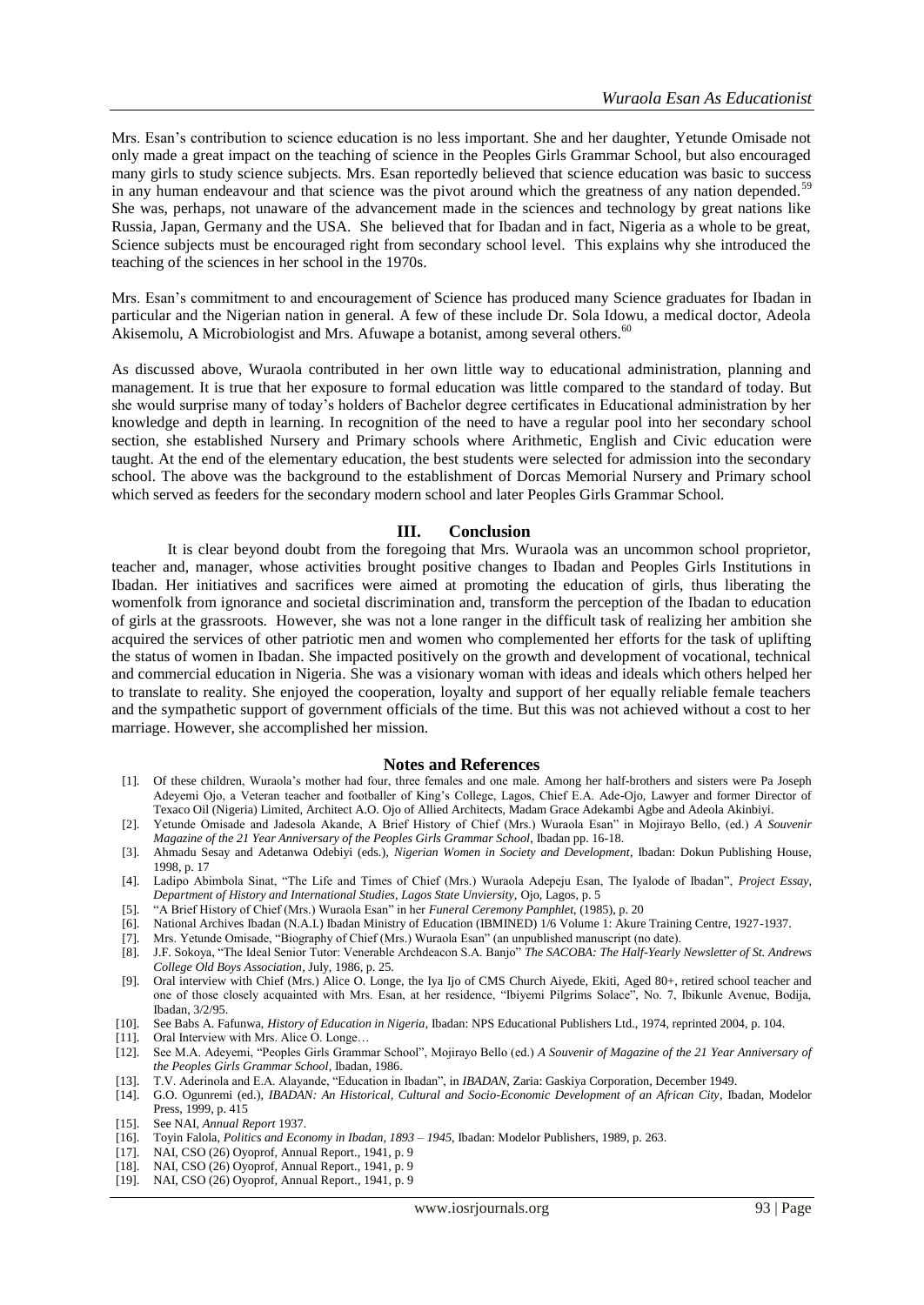Mrs. Esan's contribution to science education is no less important. She and her daughter, Yetunde Omisade not only made a great impact on the teaching of science in the Peoples Girls Grammar School, but also encouraged many girls to study science subjects. Mrs. Esan reportedly believed that science education was basic to success in any human endeavour and that science was the pivot around which the greatness of any nation depended.[59] She was, perhaps, not unaware of the advancement made in the sciences and technology by great nations like Russia, Japan, Germany and the USA. She believed that for Ibadan and in fact, Nigeria as a whole to be great, Science subjects must be encouraged right from secondary school level. This explains why she introduced the teaching of the sciences in her school in the 1970s.

Mrs. Esan's commitment to and encouragement of Science has produced many Science graduates for Ibadan in particular and the Nigerian nation in general. A few of these include Dr. Sola Idowu, a medical doctor, Adeola Akisemolu, A Microbiologist and Mrs. Afuwape a botanist, among several others.[60]

As discussed above, Wuraola contributed in her own little way to educational administration, planning and management. It is true that her exposure to formal education was little compared to the standard of today. But she would surprise many of today's holders of Bachelor degree certificates in Educational administration by her knowledge and depth in learning. In recognition of the need to have a regular pool into her secondary school section, she established Nursery and Primary schools where Arithmetic, English and Civic education were taught. At the end of the elementary education, the best students were selected for admission into the secondary school. The above was the background to the establishment of Dorcas Memorial Nursery and Primary school which served as feeders for the secondary modern school and later Peoples Girls Grammar School.

## III. Conclusion

It is clear beyond doubt from the foregoing that Mrs. Wuraola was an uncommon school proprietor, teacher and, manager, whose activities brought positive changes to Ibadan and Peoples Girls Institutions in Ibadan. Her initiatives and sacrifices were aimed at promoting the education of girls, thus liberating the womenfolk from ignorance and societal discrimination and, transform the perception of the Ibadan to education of girls at the grassroots. However, she was not a lone ranger in the difficult task of realizing her ambition she acquired the services of other patriotic men and women who complemented her efforts for the task of uplifting the status of women in Ibadan. She impacted positively on the growth and development of vocational, technical and commercial education in Nigeria. She was a visionary woman with ideas and ideals which others helped her to translate to reality. She enjoyed the cooperation, loyalty and support of her equally reliable female teachers and the sympathetic support of government officials of the time. But this was not achieved without a cost to her marriage. However, she accomplished her mission.

## Notes and References

[1]. Of these children, Wuraola's mother had four, three females and one male. Among her half-brothers and sisters were Pa Joseph Adeyemi Ojo, a Veteran teacher and footballer of King's College, Lagos, Chief E.A. Ade-Ojo, Lawyer and former Director of Texaco Oil (Nigeria) Limited, Architect A.O. Ojo of Allied Architects, Madam Grace Adekambi Agbe and Adeola Akinbiyi.

[2]. Yetunde Omisade and Jadesola Akande, A Brief History of Chief (Mrs.) Wuraola Esan" in Mojirayo Bello, (ed.) *A Souvenir Magazine of the 21 Year Anniversary of the Peoples Girls Grammar School*, Ibadan pp. 16-18.

[3]. Ahmadu Sesay and Adetanwa Odebiyi (eds.), *Nigerian Women in Society and Development*, Ibadan: Dokun Publishing House, 1998, p. 17

[4]. Ladipo Abimbola Sinat, "The Life and Times of Chief (Mrs.) Wuraola Adepeju Esan, The Iyalode of Ibadan", *Project Essay, Department of History and International Studies, Lagos State Unviersity,* Ojo, Lagos, p. 5

[5]. "A Brief History of Chief (Mrs.) Wuraola Esan" in her *Funeral Ceremony Pamphlet,* (1985), p. 20

[6]. National Archives Ibadan (N.A.I.) Ibadan Ministry of Education (IBMINED) 1/6 Volume 1: Akure Training Centre, 1927-1937.

[7]. Mrs. Yetunde Omisade, "Biography of Chief (Mrs.) Wuraola Esan" (an unpublished manuscript (no date).

[8]. J.F. Sokoya, "The Ideal Senior Tutor: Venerable Archdeacon S.A. Banjo" *The SACOBA: The Half-Yearly Newsletter of St. Andrews College Old Boys Association*, July, 1986, p. 25.

[9]. Oral interview with Chief (Mrs.) Alice O. Longe, the Iya Ijo of CMS Church Aiyede, Ekiti, Aged 80+, retired school teacher and one of those closely acquainted with Mrs. Esan, at her residence, "Ibiyemi Pilgrims Solace", No. 7, Ibikunle Avenue, Bodija, Ibadan, 3/2/95.

[10]. See Babs A. Fafunwa, *History of Education in Nigeria*, Ibadan: NPS Educational Publishers Ltd., 1974, reprinted 2004, p. 104.

[11]. Oral Interview with Mrs. Alice O. Longe…

[12]. See M.A. Adeyemi, "Peoples Girls Grammar School", Mojirayo Bello (ed.) *A Souvenir of Magazine of the 21 Year Anniversary of the Peoples Girls Grammar School*, Ibadan, 1986.

[13]. T.V. Aderinola and E.A. Alayande, "Education in Ibadan", in *IBADAN*, Zaria: Gaskiya Corporation, December 1949.

[14]. G.O. Ogunremi (ed.), *IBADAN: An Historical, Cultural and Socio-Economic Development of an African City*, Ibadan, Modelor Press, 1999, p. 415

[15]. See NAI, *Annual Report* 1937.

[16]. Toyin Falola, *Politics and Economy in Ibadan, 1893 – 1945*, Ibadan: Modelor Publishers, 1989, p. 263.

[17]. NAI, CSO (26) Oyoprof, Annual Report., 1941, p. 9

[18]. NAI, CSO (26) Oyoprof, Annual Report., 1941, p. 9

[19]. NAI, CSO (26) Oyoprof, Annual Report., 1941, p. 9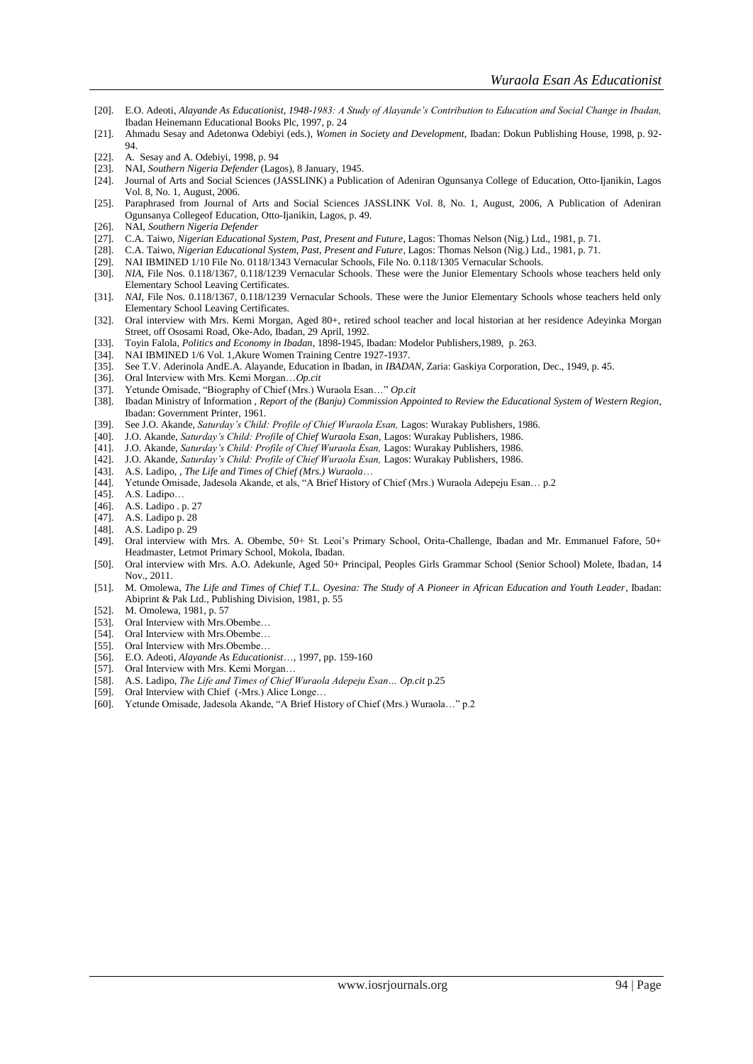[20]. E.O. Adeoti, *Alayande As Educationist, 1948-1983: A Study of Alayande's Contribution to Education and Social Change in Ibadan,* Ibadan Heinemann Educational Books Plc, 1997, p. 24

[21]. Ahmadu Sesay and Adetonwa Odebiyi (eds.), *Women in Society and Development,* Ibadan: Dokun Publishing House, 1998, p. 92-94.

[22]. A. Sesay and A. Odebiyi, 1998, p. 94

[23]. NAI, *Southern Nigeria Defender* (Lagos), 8 January, 1945.

[24]. Journal of Arts and Social Sciences (JASSLINK) a Publication of Adeniran Ogunsanya College of Education, Otto-Ijanikin, Lagos Vol. 8, No. 1, August, 2006.

[25]. Paraphrased from Journal of Arts and Social Sciences JASSLINK Vol. 8, No. 1, August, 2006, A Publication of Adeniran Ogunsanya Collegeof Education, Otto-Ijanikin, Lagos, p. 49.

[26]. NAI, *Southern Nigeria Defender*

[27]. C.A. Taiwo, *Nigerian Educational System, Past, Present and Future*, Lagos: Thomas Nelson (Nig.) Ltd., 1981, p. 71.

[28]. C.A. Taiwo, *Nigerian Educational System, Past, Present and Future*, Lagos: Thomas Nelson (Nig.) Ltd., 1981, p. 71.

[29]. NAI IBMINED 1/10 File No. 0118/1343 Vernacular Schools, File No. 0.118/1305 Vernacular Schools.

[30]. *NIA*, File Nos. 0.118/1367, 0.118/1239 Vernacular Schools. These were the Junior Elementary Schools whose teachers held only Elementary School Leaving Certificates.

[31]. *NAI*, File Nos. 0.118/1367, 0.118/1239 Vernacular Schools. These were the Junior Elementary Schools whose teachers held only Elementary School Leaving Certificates.

[32]. Oral interview with Mrs. Kemi Morgan, Aged 80+, retired school teacher and local historian at her residence Adeyinka Morgan Street, off Ososami Road, Oke-Ado, Ibadan, 29 April, 1992.

[33]. Toyin Falola, *Politics and Economy in Ibadan*, 1898-1945, Ibadan: Modelor Publishers,1989, p. 263.

[34]. NAI IBMINED 1/6 Vol. 1,Akure Women Training Centre 1927-1937.

[35]. See T.V. Aderinola AndE.A. Alayande, Education in Ibadan, in *IBADAN*, Zaria: Gaskiya Corporation, Dec., 1949, p. 45.

[36]. Oral Interview with Mrs. Kemi Morgan…*Op.cit*

[37]. Yetunde Omisade, "Biography of Chief (Mrs.) Wuraola Esan…" *Op.cit*

[38]. Ibadan Ministry of Information , *Report of the (Banju) Commission Appointed to Review the Educational System of Western Region*, Ibadan: Government Printer, 1961.

[39]. See J.O. Akande, *Saturday's Child: Profile of Chief Wuraola Esan,* Lagos: Wurakay Publishers, 1986.

[40]. J.O. Akande, *Saturday's Child: Profile of Chief Wuraola Esan,* Lagos: Wurakay Publishers, 1986.

[41]. J.O. Akande, *Saturday's Child: Profile of Chief Wuraola Esan,* Lagos: Wurakay Publishers, 1986.

[42]. J.O. Akande, *Saturday's Child: Profile of Chief Wuraola Esan,* Lagos: Wurakay Publishers, 1986.

[43]. A.S. Ladipo, , *The Life and Times of Chief (Mrs.) Wuraola…*

[44]. Yetunde Omisade, Jadesola Akande, et als, "A Brief History of Chief (Mrs.) Wuraola Adepeju Esan… p.2

[45]. A.S. Ladipo…

[46]. A.S. Ladipo . p. 27

[47]. A.S. Ladipo p. 28

[48]. A.S. Ladipo p. 29

[49]. Oral interview with Mrs. A. Obembe, 50+ St. Leoi's Primary School, Orita-Challenge, Ibadan and Mr. Emmanuel Fafore, 50+ Headmaster, Letmot Primary School, Mokola, Ibadan.

[50]. Oral interview with Mrs. A.O. Adekunle, Aged 50+ Principal, Peoples Girls Grammar School (Senior School) Molete, Ibadan, 14 Nov., 2011.

[51]. M. Omolewa, *The Life and Times of Chief T.L. Oyesina: The Study of A Pioneer in African Education and Youth Leader*, Ibadan: Abiprint & Pak Ltd., Publishing Division, 1981, p. 55

[52]. M. Omolewa, 1981, p. 57

[53]. Oral Interview with Mrs.Obembe…

[54]. Oral Interview with Mrs.Obembe…

[55]. Oral Interview with Mrs.Obembe…

[56]. E.O. Adeoti, *Alayande As Educationist…*, 1997, pp. 159-160

[57]. Oral Interview with Mrs. Kemi Morgan…

[58]. A.S. Ladipo, *The Life and Times of Chief Wuraola Adepeju Esan… Op.cit* p.25

[59]. Oral Interview with Chief (-Mrs.) Alice Longe…

[60]. Yetunde Omisade, Jadesola Akande, "A Brief History of Chief (Mrs.) Wuraola…" p.2